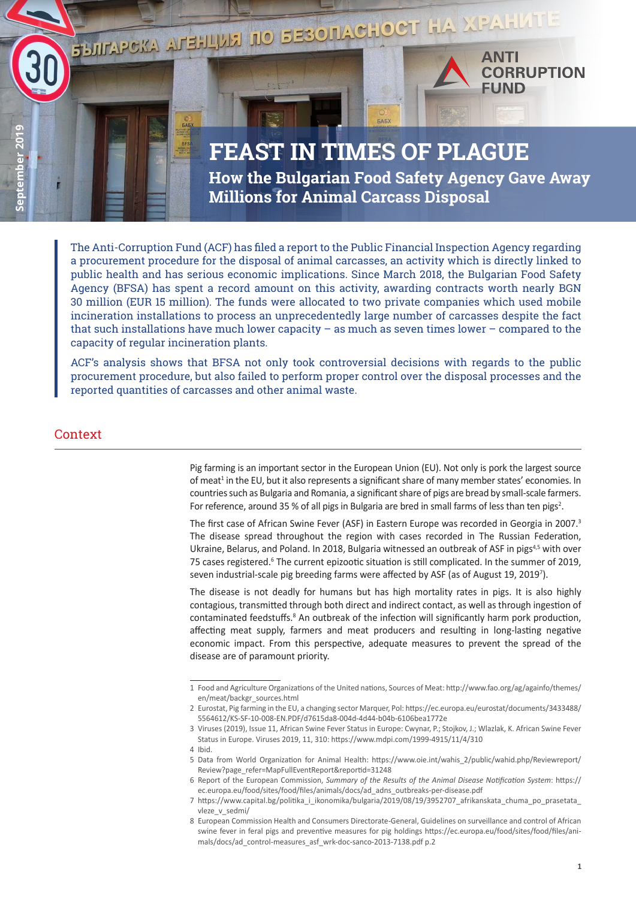# FEAST IN TIMES OF PLAGUE

## How the Bulgarian Food Safety Agency Gave Away Millions for Animal Carcass Disposal

September 2019

ANTI CORRUPTION FUND

The Anti-Corruption Fund (ACF) has filed a report to the Public Financial Inspection Agency regarding a procurement procedure for the disposal of animal carcasses, an activity which is directly linked to public health and has serious economic implications. Since March 2018, the Bulgarian Food Safety Agency (BFSA) has spent a record amount on this activity, awarding contracts worth nearly BGN 30 million (EUR 15 million). The funds were allocated to two private companies which used mobile incineration installations to process an unprecedentedly large number of carcasses despite the fact that such installations have much lower capacity – as much as seven times lower – compared to the capacity of regular incineration plants.

ACF's analysis shows that BFSA not only took controversial decisions with regards to the public procurement procedure, but also failed to perform proper control over the disposal processes and the reported quantities of carcasses and other animal waste.

## Context

Pig farming is an important sector in the European Union (EU). Not only is pork the largest source of meat[1] in the EU, but it also represents a significant share of many member states' economies. In countries such as Bulgaria and Romania, a significant share of pigs are bread by small-scale farmers. For reference, around 35 % of all pigs in Bulgaria are bred in small farms of less than ten pigs[2].

The first case of African Swine Fever (ASF) in Eastern Europe was recorded in Georgia in 2007.[3] The disease spread throughout the region with cases recorded in The Russian Federation, Ukraine, Belarus, and Poland. In 2018, Bulgaria witnessed an outbreak of ASF in pigs[4,5] with over 75 cases registered.[6] The current epizootic situation is still complicated. In the summer of 2019, seven industrial-scale pig breeding farms were affected by ASF (as of August 19, 2019[7]).

The disease is not deadly for humans but has high mortality rates in pigs. It is also highly contagious, transmitted through both direct and indirect contact, as well as through ingestion of contaminated feedstuffs.[8] An outbreak of the infection will significantly harm pork production, affecting meat supply, farmers and meat producers and resulting in long-lasting negative economic impact. From this perspective, adequate measures to prevent the spread of the disease are of paramount priority.

---

1 Food and Agriculture Organizations of the United nations, Sources of Meat: http://www.fao.org/ag/againfo/themes/en/meat/backgr_sources.html

2 Eurostat, Pig farming in the EU, a changing sector Marquer, Pol: https://ec.europa.eu/eurostat/documents/3433488/5564612/KS-SF-10-008-EN.PDF/d7615da8-004d-4d44-b04b-6106bea1772e

3 Viruses (2019), Issue 11, African Swine Fever Status in Europe: Cwynar, P.; Stojkov, J.; Wlazlak, K. African Swine Fever Status in Europe. Viruses 2019, 11, 310: https://www.mdpi.com/1999-4915/11/4/310

4 Ibid.

5 Data from World Organization for Animal Health: https://www.oie.int/wahis_2/public/wahid.php/Reviewreport/Review?page_refer=MapFullEventReport&reportid=31248

6 Report of the European Commission, *Summary of the Results of the Animal Disease Notification System*: https://ec.europa.eu/food/sites/food/files/animals/docs/ad_adns_outbreaks-per-disease.pdf

7 https://www.capital.bg/politika_i_ikonomika/bulgaria/2019/08/19/3952707_afrikanskata_chuma_po_prasetata_vleze_v_sedmi/

8 European Commission Health and Consumers Directorate-General, Guidelines on surveillance and control of African swine fever in feral pigs and preventive measures for pig holdings https://ec.europa.eu/food/sites/food/files/animals/docs/ad_control-measures_asf_wrk-doc-sanco-2013-7138.pdf p.2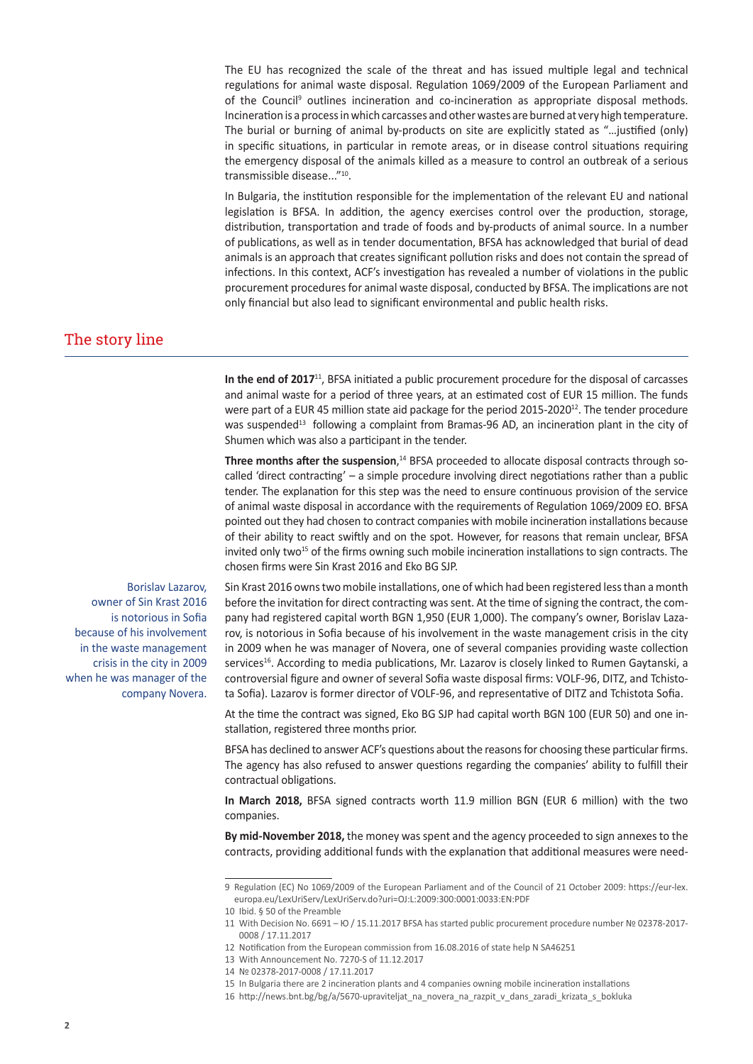The EU has recognized the scale of the threat and has issued multiple legal and technical regulations for animal waste disposal. Regulation 1069/2009 of the European Parliament and of the Council[9] outlines incineration and co-incineration as appropriate disposal methods. Incineration is a process in which carcasses and other wastes are burned at very high temperature. The burial or burning of animal by-products on site are explicitly stated as "…justified (only) in specific situations, in particular in remote areas, or in disease control situations requiring the emergency disposal of the animals killed as a measure to control an outbreak of a serious transmissible disease..."[10].

In Bulgaria, the institution responsible for the implementation of the relevant EU and national legislation is BFSA. In addition, the agency exercises control over the production, storage, distribution, transportation and trade of foods and by-products of animal source. In a number of publications, as well as in tender documentation, BFSA has acknowledged that burial of dead animals is an approach that creates significant pollution risks and does not contain the spread of infections. In this context, ACF's investigation has revealed a number of violations in the public procurement procedures for animal waste disposal, conducted by BFSA. The implications are not only financial but also lead to significant environmental and public health risks.

## The story line

**In the end of 2017**[11], BFSA initiated a public procurement procedure for the disposal of carcasses and animal waste for a period of three years, at an estimated cost of EUR 15 million. The funds were part of a EUR 45 million state aid package for the period 2015-2020[12]. The tender procedure was suspended[13] following a complaint from Bramas-96 AD, an incineration plant in the city of Shumen which was also a participant in the tender.

**Three months after the suspension**,[14] BFSA proceeded to allocate disposal contracts through so-called 'direct contracting' – a simple procedure involving direct negotiations rather than a public tender. The explanation for this step was the need to ensure continuous provision of the service of animal waste disposal in accordance with the requirements of Regulation 1069/2009 EO. BFSA pointed out they had chosen to contract companies with mobile incineration installations because of their ability to react swiftly and on the spot. However, for reasons that remain unclear, BFSA invited only two[15] of the firms owning such mobile incineration installations to sign contracts. The chosen firms were Sin Krast 2016 and Eko BG SJP.

Borislav Lazarov, owner of Sin Krast 2016 is notorious in Sofia because of his involvement in the waste management crisis in the city in 2009 when he was manager of the company Novera.

Sin Krast 2016 owns two mobile installations, one of which had been registered less than a month before the invitation for direct contracting was sent. At the time of signing the contract, the company had registered capital worth BGN 1,950 (EUR 1,000). The company's owner, Borislav Lazarov, is notorious in Sofia because of his involvement in the waste management crisis in the city in 2009 when he was manager of Novera, one of several companies providing waste collection services[16]. According to media publications, Mr. Lazarov is closely linked to Rumen Gaytanski, a controversial figure and owner of several Sofia waste disposal firms: VOLF-96, DITZ, and Tchistota Sofia). Lazarov is former director of VOLF-96, and representative of DITZ and Tchistota Sofia.

At the time the contract was signed, Eko BG SJP had capital worth BGN 100 (EUR 50) and one installation, registered three months prior.

BFSA has declined to answer ACF's questions about the reasons for choosing these particular firms. The agency has also refused to answer questions regarding the companies' ability to fulfill their contractual obligations.

**In March 2018,** BFSA signed contracts worth 11.9 million BGN (EUR 6 million) with the two companies.

**By mid-November 2018,** the money was spent and the agency proceeded to sign annexes to the contracts, providing additional funds with the explanation that additional measures were need-

---

9 Regulation (EC) No 1069/2009 of the European Parliament and of the Council of 21 October 2009: https://eur-lex.europa.eu/LexUriServ/LexUriServ.do?uri=OJ:L:2009:300:0001:0033:EN:PDF

10 Ibid. § 50 of the Preamble

11 With Decision No. 6691 – Ю / 15.11.2017 BFSA has started public procurement procedure number № 02378-2017-0008 / 17.11.2017

12 Notification from the European commission from 16.08.2016 of state help N SA46251

13 With Announcement No. 7270-S of 11.12.2017

14 № 02378-2017-0008 / 17.11.2017

15 In Bulgaria there are 2 incineration plants and 4 companies owning mobile incineration installations

16 http://news.bnt.bg/bg/a/5670-upraviteljat_na_novera_na_razpit_v_dans_zaradi_krizata_s_bokluka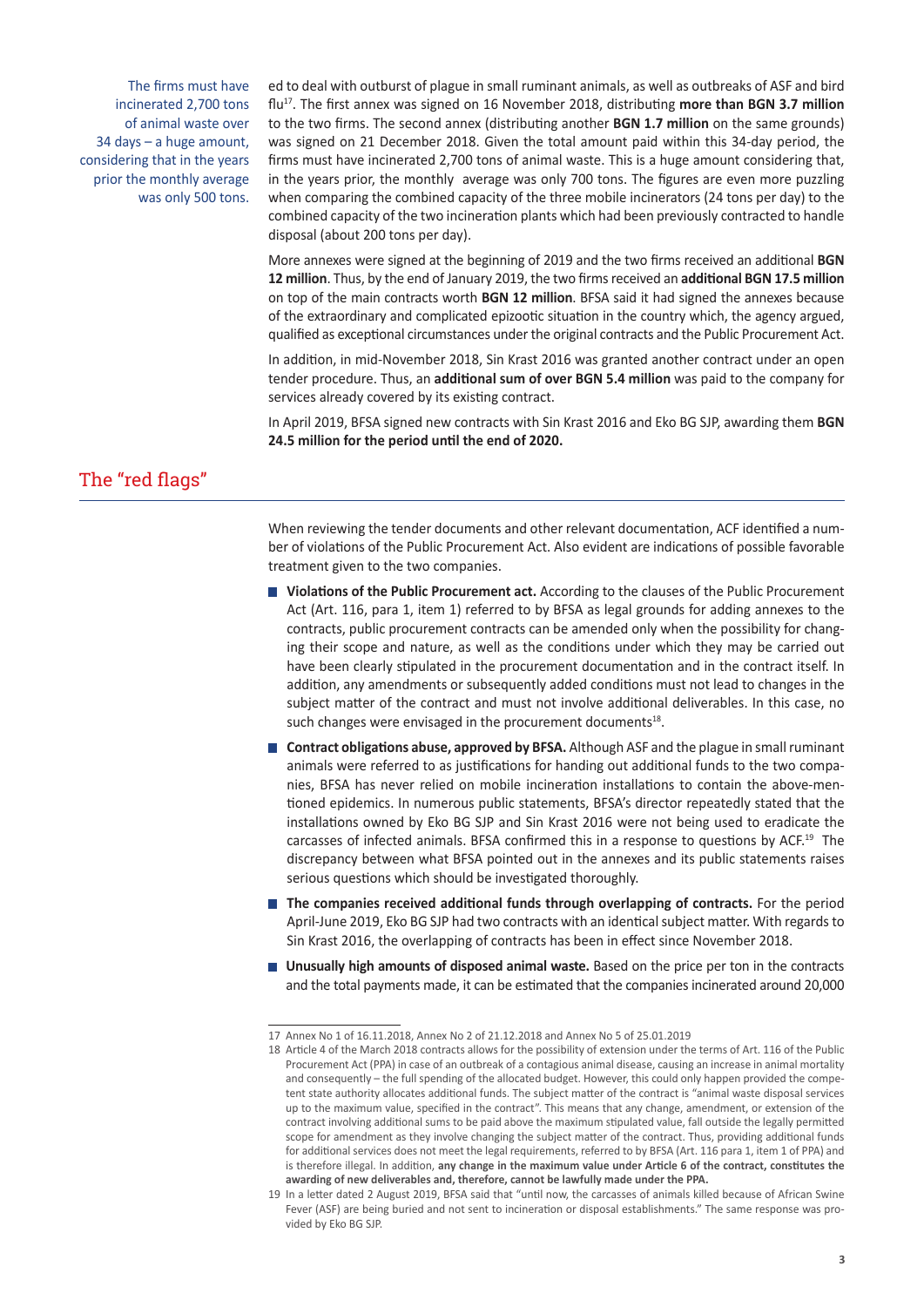The firms must have incinerated 2,700 tons of animal waste over 34 days – a huge amount, considering that in the years prior the monthly average was only 500 tons.

ed to deal with outburst of plague in small ruminant animals, as well as outbreaks of ASF and bird flu[17]. The first annex was signed on 16 November 2018, distributing **more than BGN 3.7 million** to the two firms. The second annex (distributing another **BGN 1.7 million** on the same grounds) was signed on 21 December 2018. Given the total amount paid within this 34-day period, the firms must have incinerated 2,700 tons of animal waste. This is a huge amount considering that, in the years prior, the monthly average was only 700 tons. The figures are even more puzzling when comparing the combined capacity of the three mobile incinerators (24 tons per day) to the combined capacity of the two incineration plants which had been previously contracted to handle disposal (about 200 tons per day).

More annexes were signed at the beginning of 2019 and the two firms received an additional **BGN 12 million**. Thus, by the end of January 2019, the two firms received an **additional BGN 17.5 million** on top of the main contracts worth **BGN 12 million**. BFSA said it had signed the annexes because of the extraordinary and complicated epizootic situation in the country which, the agency argued, qualified as exceptional circumstances under the original contracts and the Public Procurement Act.

In addition, in mid-November 2018, Sin Krast 2016 was granted another contract under an open tender procedure. Thus, an **additional sum of over BGN 5.4 million** was paid to the company for services already covered by its existing contract.

In April 2019, BFSA signed new contracts with Sin Krast 2016 and Eko BG SJP, awarding them **BGN 24.5 million for the period until the end of 2020.**

## The "red flags"

When reviewing the tender documents and other relevant documentation, ACF identified a number of violations of the Public Procurement Act. Also evident are indications of possible favorable treatment given to the two companies.

- **Violations of the Public Procurement act.** According to the clauses of the Public Procurement Act (Art. 116, para 1, item 1) referred to by BFSA as legal grounds for adding annexes to the contracts, public procurement contracts can be amended only when the possibility for changing their scope and nature, as well as the conditions under which they may be carried out have been clearly stipulated in the procurement documentation and in the contract itself. In addition, any amendments or subsequently added conditions must not lead to changes in the subject matter of the contract and must not involve additional deliverables. In this case, no such changes were envisaged in the procurement documents[18].
- **Contract obligations abuse, approved by BFSA.** Although ASF and the plague in small ruminant animals were referred to as justifications for handing out additional funds to the two companies, BFSA has never relied on mobile incineration installations to contain the above-mentioned epidemics. In numerous public statements, BFSA's director repeatedly stated that the installations owned by Eko BG SJP and Sin Krast 2016 were not being used to eradicate the carcasses of infected animals. BFSA confirmed this in a response to questions by ACF.[19] The discrepancy between what BFSA pointed out in the annexes and its public statements raises serious questions which should be investigated thoroughly.
- **The companies received additional funds through overlapping of contracts.** For the period April-June 2019, Eko BG SJP had two contracts with an identical subject matter. With regards to Sin Krast 2016, the overlapping of contracts has been in effect since November 2018.
- **Unusually high amounts of disposed animal waste.** Based on the price per ton in the contracts and the total payments made, it can be estimated that the companies incinerated around 20,000

---

17 Annex No 1 of 16.11.2018, Annex No 2 of 21.12.2018 and Annex No 5 of 25.01.2019

18 Article 4 of the March 2018 contracts allows for the possibility of extension under the terms of Art. 116 of the Public Procurement Act (PPA) in case of an outbreak of a contagious animal disease, causing an increase in animal mortality and consequently – the full spending of the allocated budget. However, this could only happen provided the competent state authority allocates additional funds. The subject matter of the contract is "animal waste disposal services up to the maximum value, specified in the contract". This means that any change, amendment, or extension of the contract involving additional sums to be paid above the maximum stipulated value, fall outside the legally permitted scope for amendment as they involve changing the subject matter of the contract. Thus, providing additional funds for additional services does not meet the legal requirements, referred to by BFSA (Art. 116 para 1, item 1 of PPA) and is therefore illegal. In addition, **any change in the maximum value under Article 6 of the contract, constitutes the awarding of new deliverables and, therefore, cannot be lawfully made under the PPA.**

19 In a letter dated 2 August 2019, BFSA said that "until now, the carcasses of animals killed because of African Swine Fever (ASF) are being buried and not sent to incineration or disposal establishments." The same response was provided by Eko BG SJP.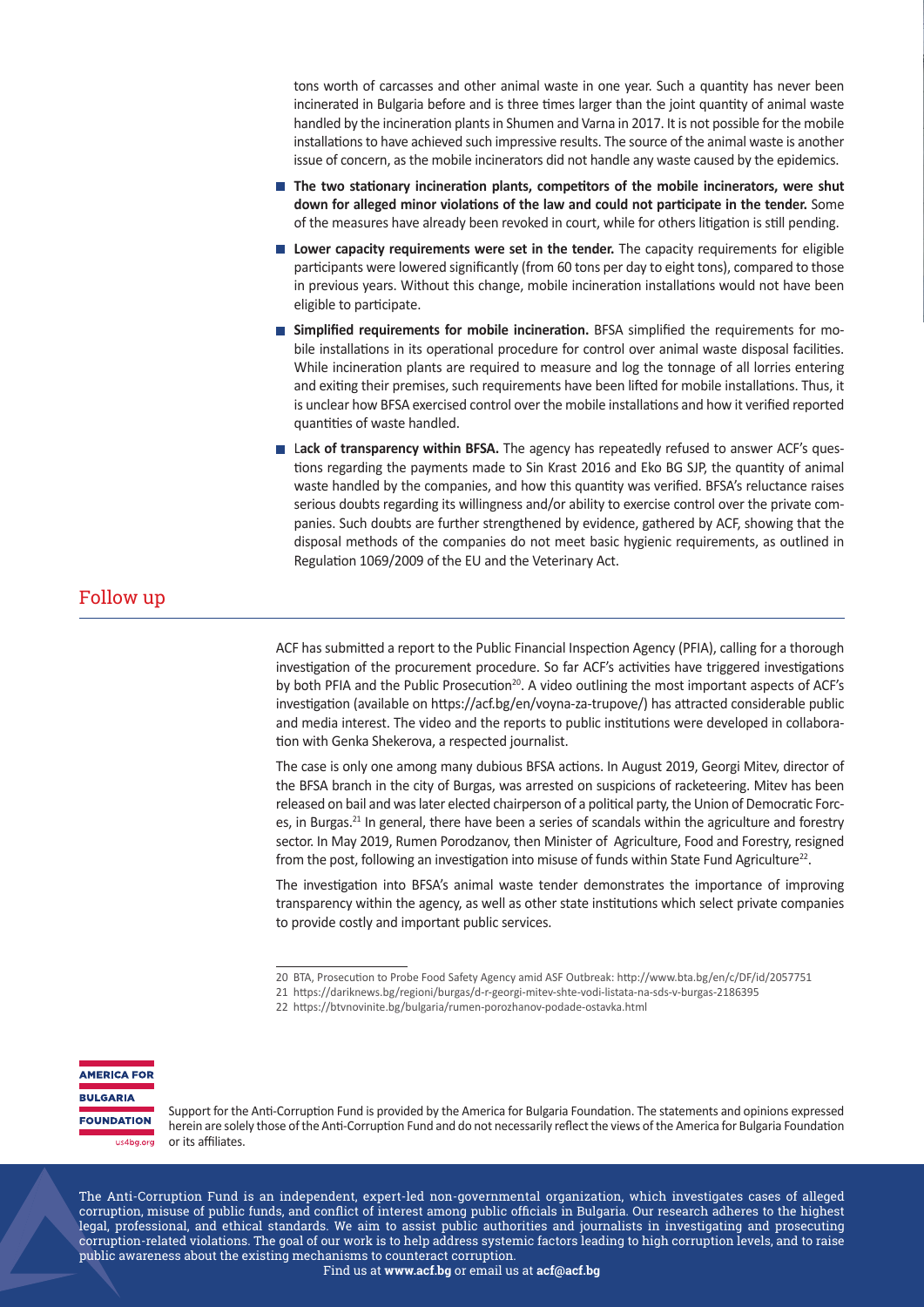tons worth of carcasses and other animal waste in one year. Such a quantity has never been incinerated in Bulgaria before and is three times larger than the joint quantity of animal waste handled by the incineration plants in Shumen and Varna in 2017. It is not possible for the mobile installations to have achieved such impressive results. The source of the animal waste is another issue of concern, as the mobile incinerators did not handle any waste caused by the epidemics.

- **The two stationary incineration plants, competitors of the mobile incinerators, were shut down for alleged minor violations of the law and could not participate in the tender.** Some of the measures have already been revoked in court, while for others litigation is still pending.
- **Lower capacity requirements were set in the tender.** The capacity requirements for eligible participants were lowered significantly (from 60 tons per day to eight tons), compared to those in previous years. Without this change, mobile incineration installations would not have been eligible to participate.
- **Simplified requirements for mobile incineration.** BFSA simplified the requirements for mobile installations in its operational procedure for control over animal waste disposal facilities. While incineration plants are required to measure and log the tonnage of all lorries entering and exiting their premises, such requirements have been lifted for mobile installations. Thus, it is unclear how BFSA exercised control over the mobile installations and how it verified reported quantities of waste handled.
- L**ack of transparency within BFSA.** The agency has repeatedly refused to answer ACF's questions regarding the payments made to Sin Krast 2016 and Eko BG SJP, the quantity of animal waste handled by the companies, and how this quantity was verified. BFSA's reluctance raises serious doubts regarding its willingness and/or ability to exercise control over the private companies. Such doubts are further strengthened by evidence, gathered by ACF, showing that the disposal methods of the companies do not meet basic hygienic requirements, as outlined in Regulation 1069/2009 of the EU and the Veterinary Act.

## Follow up

ACF has submitted a report to the Public Financial Inspection Agency (PFIA), calling for a thorough investigation of the procurement procedure. So far ACF's activities have triggered investigations by both PFIA and the Public Prosecution[20]. A video outlining the most important aspects of ACF's investigation (available on https://acf.bg/en/voyna-za-trupove/) has attracted considerable public and media interest. The video and the reports to public institutions were developed in collaboration with Genka Shekerova, a respected journalist.

The case is only one among many dubious BFSA actions. In August 2019, Georgi Mitev, director of the BFSA branch in the city of Burgas, was arrested on suspicions of racketeering. Mitev has been released on bail and was later elected chairperson of a political party, the Union of Democratic Forces, in Burgas.[21] In general, there have been a series of scandals within the agriculture and forestry sector. In May 2019, Rumen Porodzanov, then Minister of Agriculture, Food and Forestry, resigned from the post, following an investigation into misuse of funds within State Fund Agriculture[22].

The investigation into BFSA's animal waste tender demonstrates the importance of improving transparency within the agency, as well as other state institutions which select private companies to provide costly and important public services.

20 BTA, Prosecution to Probe Food Safety Agency amid ASF Outbreak: http://www.bta.bg/en/c/DF/id/2057751

21 https://dariknews.bg/regioni/burgas/d-r-georgi-mitev-shte-vodi-listata-na-sds-v-burgas-2186395

22 https://btvnovinite.bg/bulgaria/rumen-porozhanov-podade-ostavka.html

AMERICA FOR BULGARIA FOUNDATION us4bg.org

Support for the Anti-Corruption Fund is provided by the America for Bulgaria Foundation. The statements and opinions expressed herein are solely those of the Anti-Corruption Fund and do not necessarily reflect the views of the America for Bulgaria Foundation or its affiliates.

The Anti-Corruption Fund is an independent, expert-led non-governmental organization, which investigates cases of alleged corruption, misuse of public funds, and conflict of interest among public officials in Bulgaria. Our research adheres to the highest legal, professional, and ethical standards. We aim to assist public authorities and journalists in investigating and prosecuting corruption-related violations. The goal of our work is to help address systemic factors leading to high corruption levels, and to raise public awareness about the existing mechanisms to counteract corruption.

Find us at **www.acf.bg** or email us at **acf@acf.bg**